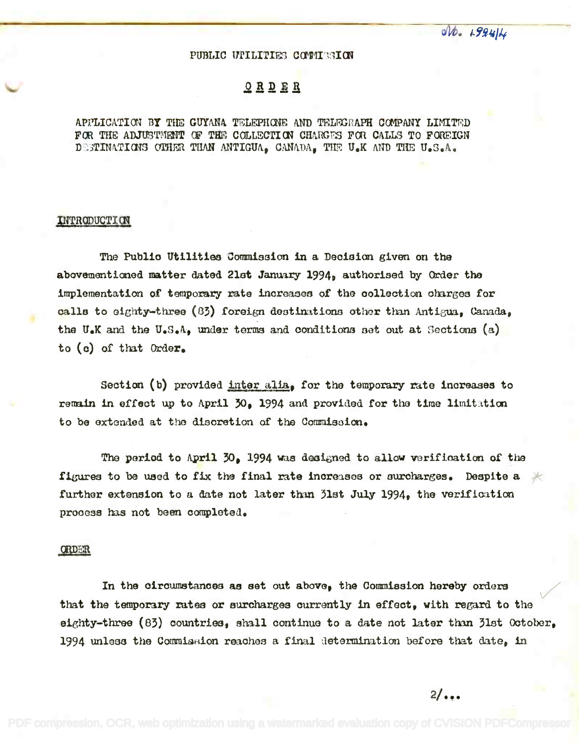No. 1994/4

PUBLIC UTILITIES COMMISSION

# ORDER

APPLICATION BY THE GUYANA TELEPHONE AND TELEGRAPH COMPANY LIMITED FOR THE ADJUSTMENT OF THE COLLECTION CHARGES FOR CALLS TO FOREIGN DESTINATIONS OTHER THAN ANTIGUA, CANADA, THE U.K AND THE U.S.A.

## INTRODUCTION

The Public Utilities Commission in a Decision given on the abovementioned matter dated 21st January 1994, authorised by Order the implementation of temporary rate increases of the collection charges for calls to eighty-three (83) foreign destinations other than Antigua, Canada, the U.K and the U.S.A, under terms and conditions set out at Sections (a) to (c) of that Order.

Section (b) provided *inter alia*, for the temporary rate increases to remain in effect up to April 30, 1994 and provided for the time limitation to be extended at the discretion of the Commission.

The period to April 30, 1994 was designed to allow verification of the figures to be used to fix the final rate increases or surcharges. Despite a further extension to a date not later than 31st July 1994, the verification process has not been completed.

## ORDER

In the circumstances as set out above, the Commission hereby orders that the temporary rates or surcharges currently in effect, with regard to the eighty-three (83) countries, shall continue to a date not later than 31st October, 1994 unless the Commission reaches a final determination before that date, in

2/...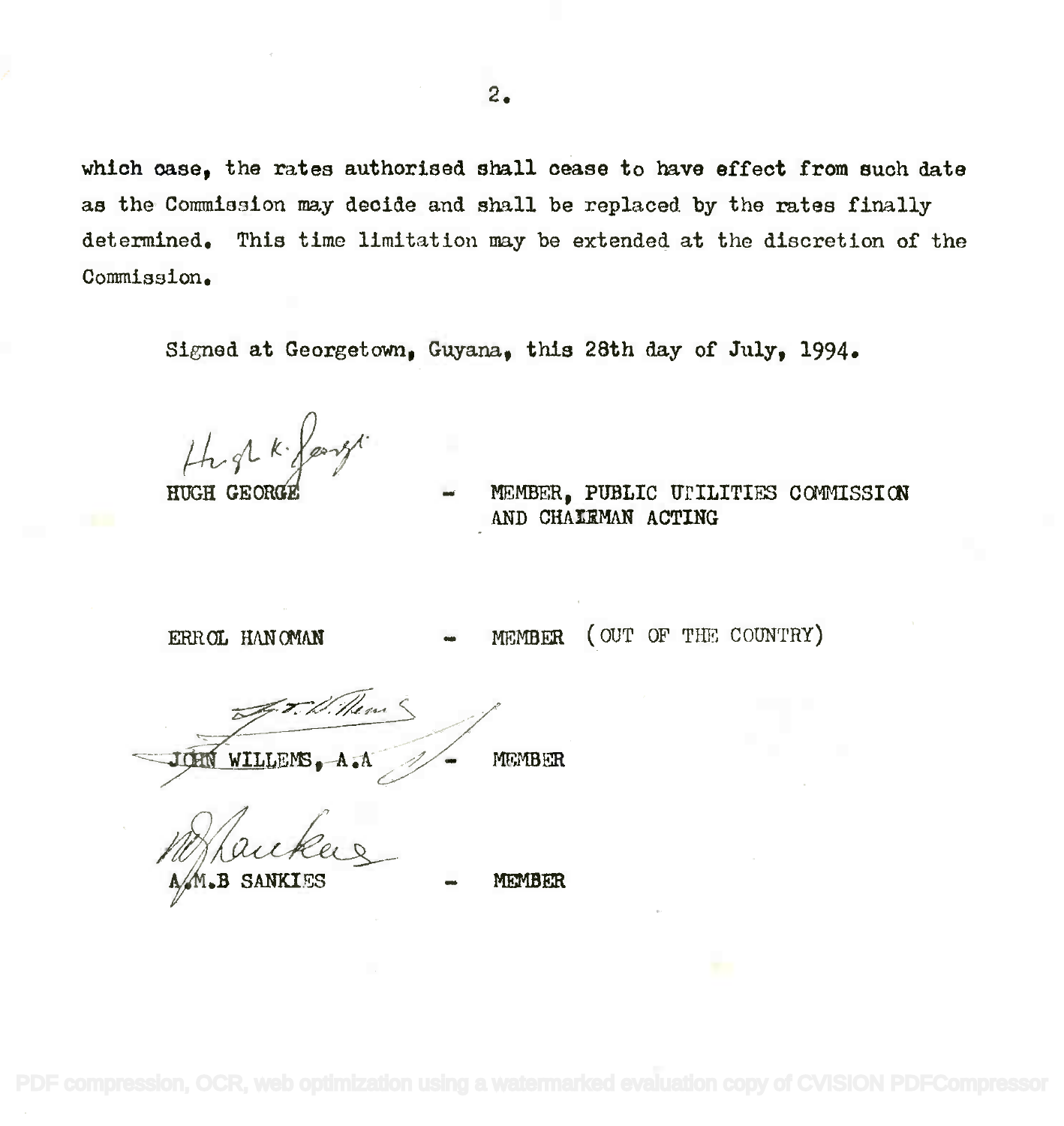which case, the rates authorised shall cease to have effect from such date as the Commission may decide and shall be replaced by the rates finally determined. This time limitation may be extended at the discretion of the Commission.

Signed at Georgetown, Guyana, this 28th day of July, 1994.

HUGH GEORGE - MEMBER, PUBLIC UTILITIES COMMISSION AND CHAIRMAN ACTING

ERROL HANOMAN - MEMBER (OUT OF THE COUNTRY)

JOHN WILLEMS, A.A - MEMBER

A.M.B SANKIES - MEMBER